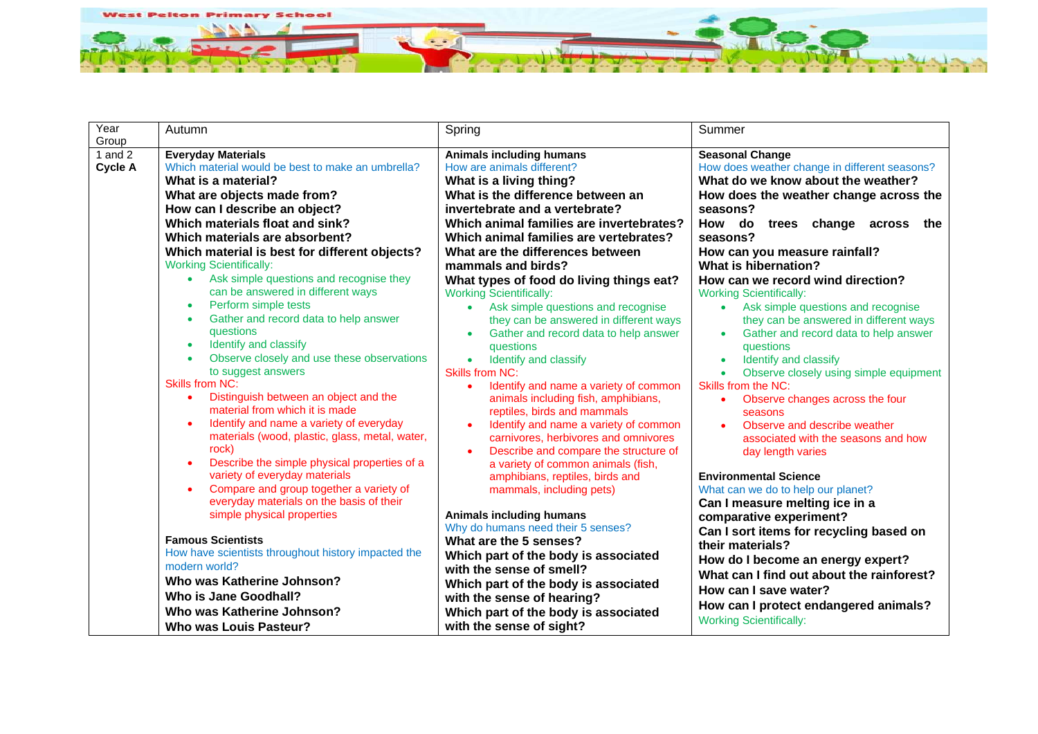| Year Group | Autumn | Spring | Summer |
|---|---|---|---|
| 1 and 2 **Cycle A** | **Everyday Materials**<br>Which material would be best to make an umbrella?<br>**What is a material?**<br>**What are objects made from?**<br>**How can I describe an object?**<br>**Which materials float and sink?**<br>**Which materials are absorbent?**<br>**Which material is best for different objects?**<br>Working Scientifically:<br>• Ask simple questions and recognise they can be answered in different ways<br>• Perform simple tests<br>• Gather and record data to help answer questions<br>• Identify and classify<br>• Observe closely and use these observations to suggest answers<br>Skills from NC:<br>• Distinguish between an object and the material from which it is made<br>• Identify and name a variety of everyday materials (wood, plastic, glass, metal, water, rock)<br>• Describe the simple physical properties of a variety of everyday materials<br>• Compare and group together a variety of everyday materials on the basis of their simple physical properties<br><br>**Famous Scientists**<br>How have scientists throughout history impacted the modern world?<br>**Who was Katherine Johnson?**<br>**Who is Jane Goodhall?**<br>**Who was Katherine Johnson?**<br>**Who was Louis Pasteur?** | **Animals including humans**<br>How are animals different?<br>**What is a living thing?**<br>**What is the difference between an invertebrate and a vertebrate?**<br>**Which animal families are invertebrates?**<br>**Which animal families are vertebrates?**<br>**What are the differences between mammals and birds?**<br>**What types of food do living things eat?**<br>Working Scientifically:<br>• Ask simple questions and recognise they can be answered in different ways<br>• Gather and record data to help answer questions<br>• Identify and classify<br>Skills from NC:<br>• Identify and name a variety of common animals including fish, amphibians, reptiles, birds and mammals<br>• Identify and name a variety of common carnivores, herbivores and omnivores<br>• Describe and compare the structure of a variety of common animals (fish, amphibians, reptiles, birds and mammals, including pets)<br><br>**Animals including humans**<br>Why do humans need their 5 senses?<br>**What are the 5 senses?**<br>**Which part of the body is associated with the sense of smell?**<br>**Which part of the body is associated with the sense of hearing?**<br>**Which part of the body is associated with the sense of sight?** | **Seasonal Change**<br>How does weather change in different seasons?<br>**What do we know about the weather?**<br>**How does the weather change across the seasons?**<br>**How do trees change across the seasons?**<br>**How can you measure rainfall?**<br>**What is hibernation?**<br>**How can we record wind direction?**<br>Working Scientifically:<br>• Ask simple questions and recognise they can be answered in different ways<br>• Gather and record data to help answer questions<br>• Identify and classify<br>• Observe closely using simple equipment<br>Skills from the NC:<br>• Observe changes across the four seasons<br>• Observe and describe weather associated with the seasons and how day length varies<br><br>**Environmental Science**<br>What can we do to help our planet?<br>**Can I measure melting ice in a comparative experiment?**<br>**Can I sort items for recycling based on their materials?**<br>**How do I become an energy expert?**<br>**What can I find out about the rainforest?**<br>**How can I save water?**<br>**How can I protect endangered animals?**<br>Working Scientifically: |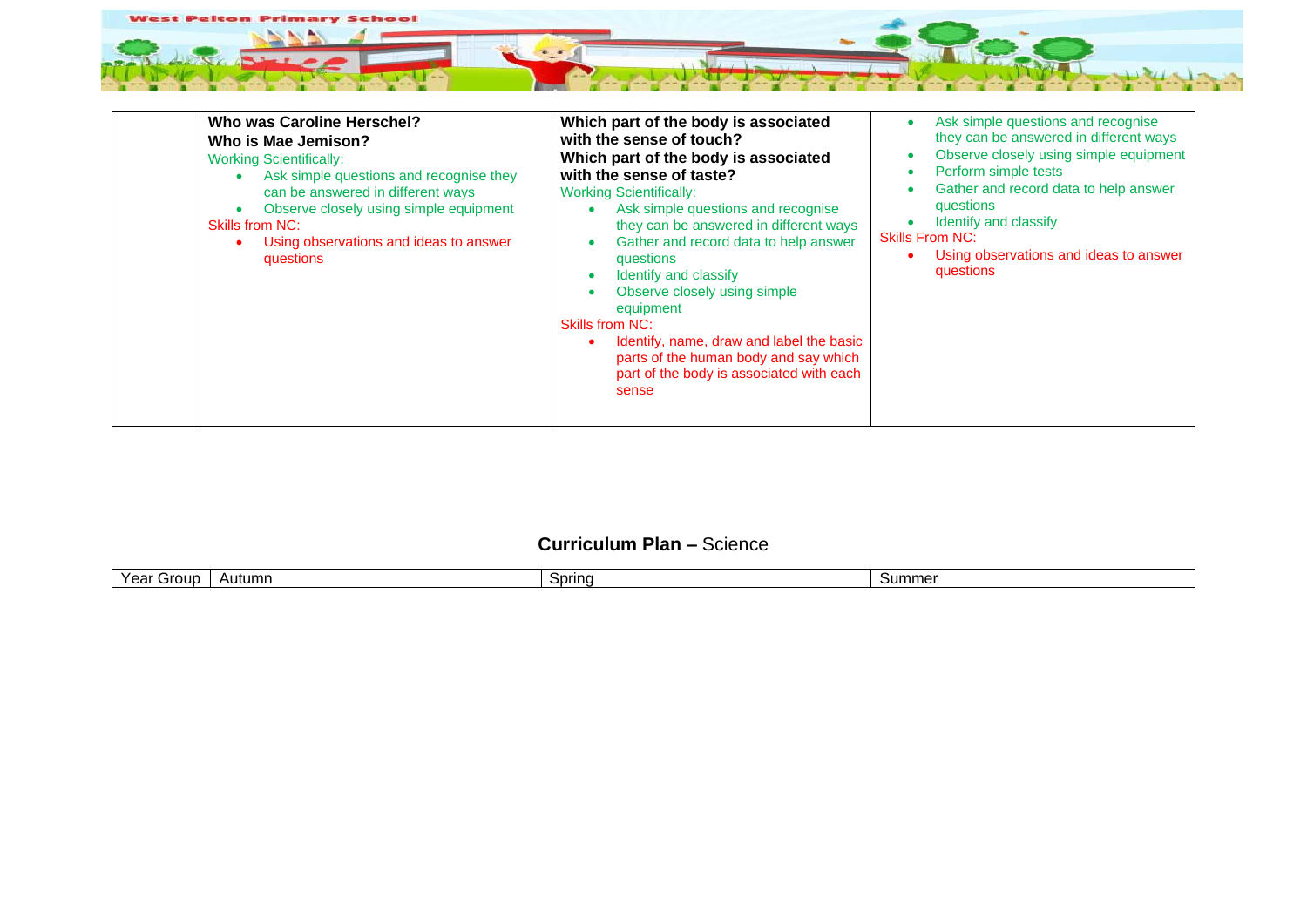| | | | |
|---|---|---|---|
| | **Who was Caroline Herschel?**<br>**Who is Mae Jemison?**<br>Working Scientifically:<br>• Ask simple questions and recognise they can be answered in different ways<br>• Observe closely using simple equipment<br>Skills from NC:<br>• Using observations and ideas to answer questions | **Which part of the body is associated with the sense of touch?**<br>**Which part of the body is associated with the sense of taste?**<br>Working Scientifically:<br>• Ask simple questions and recognise they can be answered in different ways<br>• Gather and record data to help answer questions<br>• Identify and classify<br>• Observe closely using simple equipment<br>Skills from NC:<br>• Identify, name, draw and label the basic parts of the human body and say which part of the body is associated with each sense | • Ask simple questions and recognise they can be answered in different ways<br>• Observe closely using simple equipment<br>• Perform simple tests<br>• Gather and record data to help answer questions<br>• Identify and classify<br>Skills From NC:<br>• Using observations and ideas to answer questions |

## **Curriculum Plan –** Science

| Year Group | Autumn | Spring | Summer |
|---|---|---|---|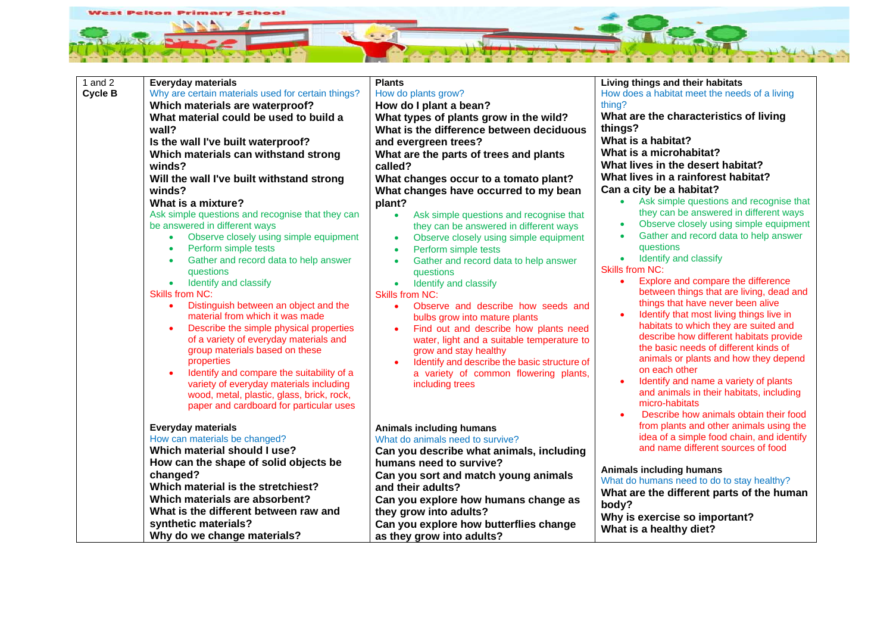| 1 and 2 Cycle B | Everyday materials | Plants | Living things and their habitats |
|---|---|---|---|
| | Why are certain materials used for certain things?<br>**Which materials are waterproof?**<br>**What material could be used to build a wall?**<br>**Is the wall I've built waterproof?**<br>**Which materials can withstand strong winds?**<br>**Will the wall I've built withstand strong winds?**<br>**What is a mixture?**<br>Ask simple questions and recognise that they can be answered in different ways<br>• Observe closely using simple equipment<br>• Perform simple tests<br>• Gather and record data to help answer questions<br>• Identify and classify<br>Skills from NC:<br>• Distinguish between an object and the material from which it was made<br>• Describe the simple physical properties of a variety of everyday materials and group materials based on these properties<br>• Identify and compare the suitability of a variety of everyday materials including wood, metal, plastic, glass, brick, rock, paper and cardboard for particular uses | How do plants grow?<br>**How do I plant a bean?**<br>**What types of plants grow in the wild?**<br>**What is the difference between deciduous and evergreen trees?**<br>**What are the parts of trees and plants called?**<br>**What changes occur to a tomato plant?**<br>**What changes have occurred to my bean plant?**<br>• Ask simple questions and recognise that they can be answered in different ways<br>• Observe closely using simple equipment<br>• Perform simple tests<br>• Gather and record data to help answer questions<br>• Identify and classify<br>Skills from NC:<br>• Observe and describe how seeds and bulbs grow into mature plants<br>• Find out and describe how plants need water, light and a suitable temperature to grow and stay healthy<br>• Identify and describe the basic structure of a variety of common flowering plants, including trees | How does a habitat meet the needs of a living thing?<br>**What are the characteristics of living things?**<br>**What is a habitat?**<br>**What is a microhabitat?**<br>**What lives in the desert habitat?**<br>**What lives in a rainforest habitat?**<br>**Can a city be a habitat?**<br>• Ask simple questions and recognise that they can be answered in different ways<br>• Observe closely using simple equipment<br>• Gather and record data to help answer questions<br>• Identify and classify<br>Skills from NC:<br>• Explore and compare the difference between things that are living, dead and things that have never been alive<br>• Identify that most living things live in habitats to which they are suited and describe how different habitats provide the basic needs of different kinds of animals or plants and how they depend on each other<br>• Identify and name a variety of plants and animals in their habitats, including micro-habitats<br>• Describe how animals obtain their food from plants and other animals using the idea of a simple food chain, and identify and name different sources of food |
| | **Everyday materials**<br>How can materials be changed?<br>**Which material should I use?**<br>**How can the shape of solid objects be changed?**<br>**Which material is the stretchiest?**<br>**Which materials are absorbent?**<br>**What is the different between raw and synthetic materials?**<br>**Why do we change materials?** | **Animals including humans**<br>What do animals need to survive?<br>**Can you describe what animals, including humans need to survive?**<br>**Can you sort and match young animals and their adults?**<br>**Can you explore how humans change as they grow into adults?**<br>**Can you explore how butterflies change as they grow into adults?** | **Animals including humans**<br>What do humans need to do to stay healthy?<br>**What are the different parts of the human body?**<br>**Why is exercise so important?**<br>**What is a healthy diet?** |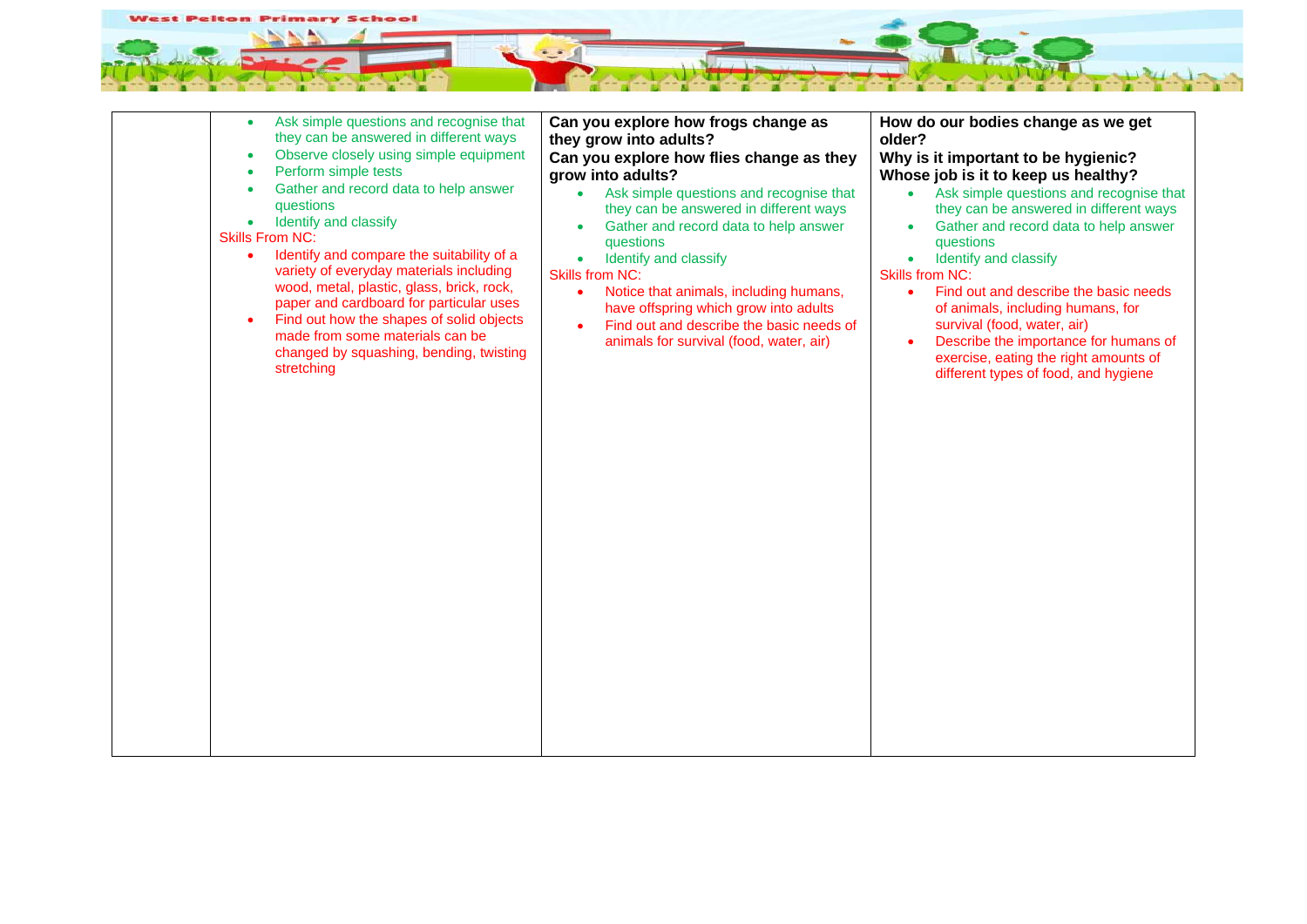| | | | |
|---|---|---|---|
| | • Ask simple questions and recognise that they can be answered in different ways<br>• Observe closely using simple equipment<br>• Perform simple tests<br>• Gather and record data to help answer questions<br>• Identify and classify<br>Skills From NC:<br>• Identify and compare the suitability of a variety of everyday materials including wood, metal, plastic, glass, brick, rock, paper and cardboard for particular uses<br>• Find out how the shapes of solid objects made from some materials can be changed by squashing, bending, twisting stretching | **Can you explore how frogs change as they grow into adults?**<br>**Can you explore how flies change as they grow into adults?**<br>• Ask simple questions and recognise that they can be answered in different ways<br>• Gather and record data to help answer questions<br>• Identify and classify<br>Skills from NC:<br>• Notice that animals, including humans, have offspring which grow into adults<br>• Find out and describe the basic needs of animals for survival (food, water, air) | **How do our bodies change as we get older?**<br>**Why is it important to be hygienic?**<br>**Whose job is it to keep us healthy?**<br>• Ask simple questions and recognise that they can be answered in different ways<br>• Gather and record data to help answer questions<br>• Identify and classify<br>Skills from NC:<br>• Find out and describe the basic needs of animals, including humans, for survival (food, water, air)<br>• Describe the importance for humans of exercise, eating the right amounts of different types of food, and hygiene |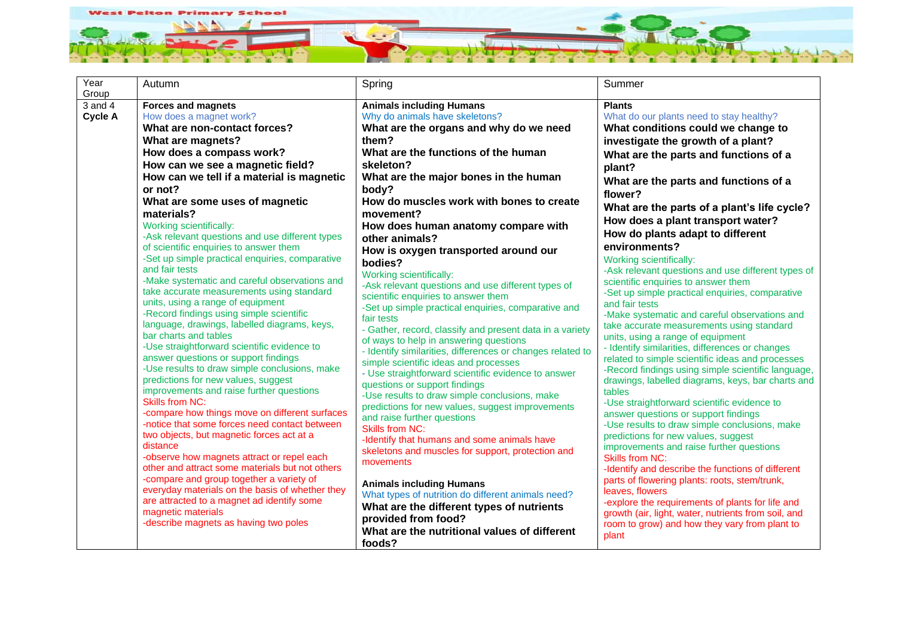| Year Group | Autumn | Spring | Summer |
|---|---|---|---|
| 3 and 4 **Cycle A** | **Forces and magnets**<br>How does a magnet work?<br>**What are non-contact forces?**<br>**What are magnets?**<br>**How does a compass work?**<br>**How can we see a magnetic field?**<br>**How can we tell if a material is magnetic or not?**<br>**What are some uses of magnetic materials?**<br>Working scientifically:<br>-Ask relevant questions and use different types of scientific enquiries to answer them<br>-Set up simple practical enquiries, comparative and fair tests<br>-Make systematic and careful observations and take accurate measurements using standard units, using a range of equipment<br>-Record findings using simple scientific language, drawings, labelled diagrams, keys, bar charts and tables<br>-Use straightforward scientific evidence to answer questions or support findings<br>-Use results to draw simple conclusions, make predictions for new values, suggest improvements and raise further questions<br>Skills from NC:<br>-compare how things move on different surfaces<br>-notice that some forces need contact between two objects, but magnetic forces act at a distance<br>-observe how magnets attract or repel each other and attract some materials but not others<br>-compare and group together a variety of everyday materials on the basis of whether they are attracted to a magnet ad identify some magnetic materials<br>-describe magnets as having two poles | **Animals including Humans**<br>Why do animals have skeletons?<br>**What are the organs and why do we need them?**<br>**What are the functions of the human skeleton?**<br>**What are the major bones in the human body?**<br>**How do muscles work with bones to create movement?**<br>**How does human anatomy compare with other animals?**<br>**How is oxygen transported around our bodies?**<br>Working scientifically:<br>-Ask relevant questions and use different types of scientific enquiries to answer them<br>-Set up simple practical enquiries, comparative and fair tests<br>- Gather, record, classify and present data in a variety of ways to help in answering questions<br>- Identify similarities, differences or changes related to simple scientific ideas and processes<br>- Use straightforward scientific evidence to answer questions or support findings<br>-Use results to draw simple conclusions, make predictions for new values, suggest improvements and raise further questions<br>Skills from NC:<br>-Identify that humans and some animals have skeletons and muscles for support, protection and movements<br><br>**Animals including Humans**<br>What types of nutrition do different animals need?<br>**What are the different types of nutrients provided from food?**<br>**What are the nutritional values of different foods?** | **Plants**<br>What do our plants need to stay healthy?<br>**What conditions could we change to investigate the growth of a plant?**<br>**What are the parts and functions of a plant?**<br>**What are the parts and functions of a flower?**<br>**What are the parts of a plant's life cycle?**<br>**How does a plant transport water?**<br>**How do plants adapt to different environments?**<br>Working scientifically:<br>-Ask relevant questions and use different types of scientific enquiries to answer them<br>-Set up simple practical enquiries, comparative and fair tests<br>-Make systematic and careful observations and take accurate measurements using standard units, using a range of equipment<br>- Identify similarities, differences or changes related to simple scientific ideas and processes<br>-Record findings using simple scientific language, drawings, labelled diagrams, keys, bar charts and tables<br>-Use straightforward scientific evidence to answer questions or support findings<br>-Use results to draw simple conclusions, make predictions for new values, suggest improvements and raise further questions<br>Skills from NC:<br>-Identify and describe the functions of different parts of flowering plants: roots, stem/trunk, leaves, flowers<br>-explore the requirements of plants for life and growth (air, light, water, nutrients from soil, and room to grow) and how they vary from plant to plant |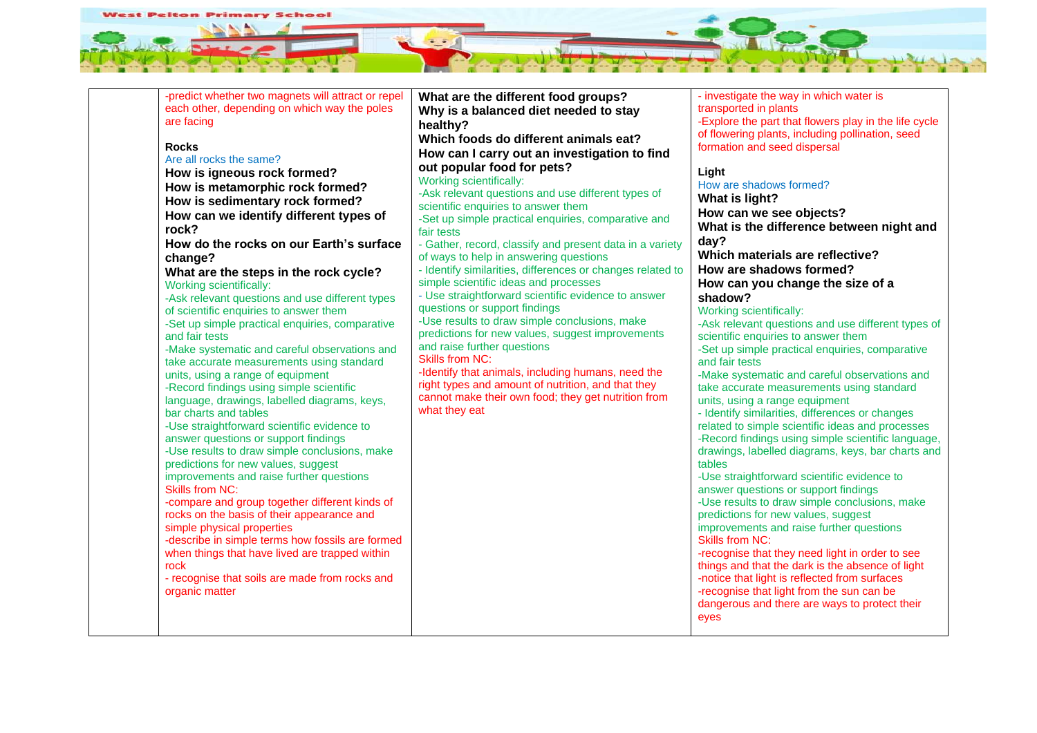| | | | |
|---|---|---|---|
| | -predict whether two magnets will attract or repel each other, depending on which way the poles are facing<br><br>**Rocks**<br>Are all rocks the same?<br>**How is igneous rock formed?**<br>**How is metamorphic rock formed?**<br>**How is sedimentary rock formed?**<br>**How can we identify different types of rock?**<br>**How do the rocks on our Earth's surface change?**<br>**What are the steps in the rock cycle?**<br>Working scientifically:<br>-Ask relevant questions and use different types of scientific enquiries to answer them<br>-Set up simple practical enquiries, comparative and fair tests<br>-Make systematic and careful observations and take accurate measurements using standard units, using a range of equipment<br>-Record findings using simple scientific language, drawings, labelled diagrams, keys, bar charts and tables<br>-Use straightforward scientific evidence to answer questions or support findings<br>-Use results to draw simple conclusions, make predictions for new values, suggest improvements and raise further questions<br>Skills from NC:<br>-compare and group together different kinds of rocks on the basis of their appearance and simple physical properties<br>-describe in simple terms how fossils are formed when things that have lived are trapped within rock<br>- recognise that soils are made from rocks and organic matter | **What are the different food groups?**<br>**Why is a balanced diet needed to stay healthy?**<br>**Which foods do different animals eat?**<br>**How can I carry out an investigation to find out popular food for pets?**<br>Working scientifically:<br>-Ask relevant questions and use different types of scientific enquiries to answer them<br>-Set up simple practical enquiries, comparative and fair tests<br>- Gather, record, classify and present data in a variety of ways to help in answering questions<br>- Identify similarities, differences or changes related to simple scientific ideas and processes<br>- Use straightforward scientific evidence to answer questions or support findings<br>-Use results to draw simple conclusions, make predictions for new values, suggest improvements and raise further questions<br>Skills from NC:<br>-Identify that animals, including humans, need the right types and amount of nutrition, and that they cannot make their own food; they get nutrition from what they eat | - investigate the way in which water is transported in plants<br>-Explore the part that flowers play in the life cycle of flowering plants, including pollination, seed formation and seed dispersal<br><br>**Light**<br>How are shadows formed?<br>**What is light?**<br>**How can we see objects?**<br>**What is the difference between night and day?**<br>**Which materials are reflective?**<br>**How are shadows formed?**<br>**How can you change the size of a shadow?**<br>Working scientifically:<br>-Ask relevant questions and use different types of scientific enquiries to answer them<br>-Set up simple practical enquiries, comparative and fair tests<br>-Make systematic and careful observations and take accurate measurements using standard units, using a range equipment<br>- Identify similarities, differences or changes related to simple scientific ideas and processes<br>-Record findings using simple scientific language, drawings, labelled diagrams, keys, bar charts and tables<br>-Use straightforward scientific evidence to answer questions or support findings<br>-Use results to draw simple conclusions, make predictions for new values, suggest improvements and raise further questions<br>Skills from NC:<br>-recognise that they need light in order to see things and that the dark is the absence of light<br>-notice that light is reflected from surfaces<br>-recognise that light from the sun can be dangerous and there are ways to protect their eyes |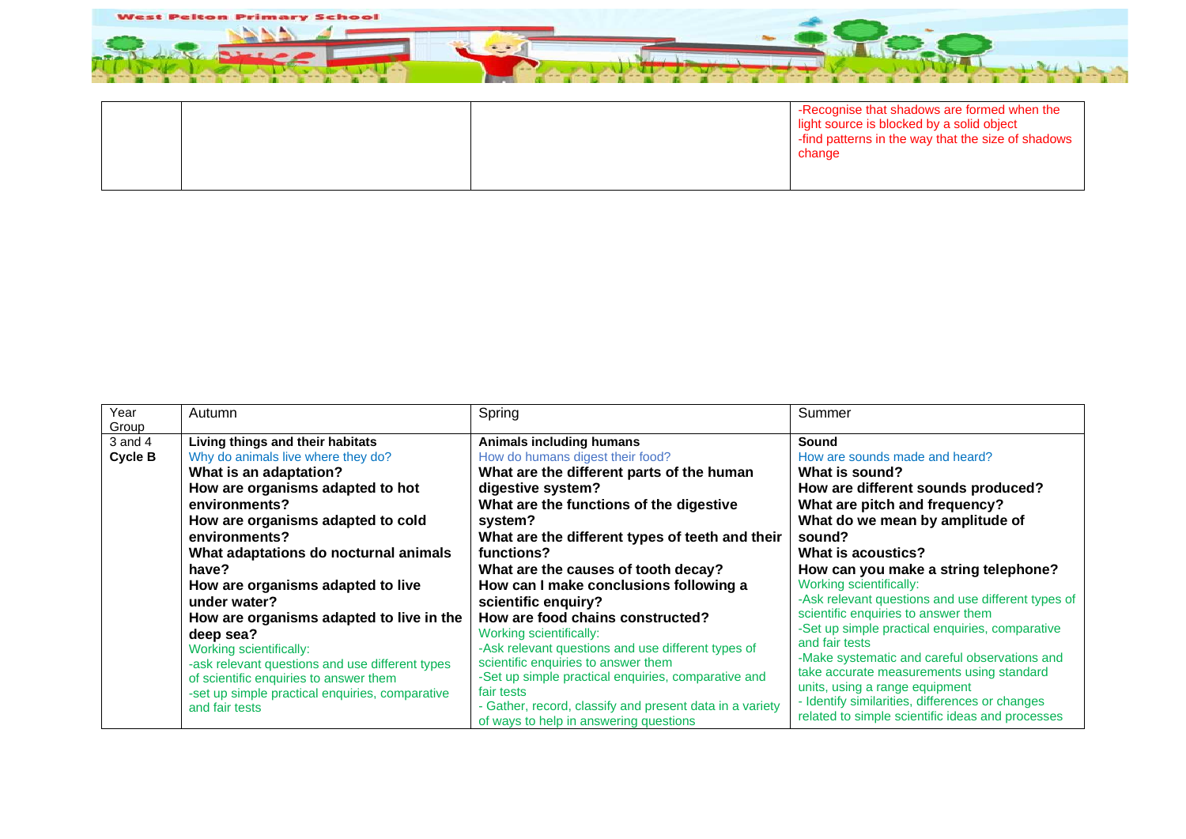| | | | |
|---|---|---|---|
| | | | -Recognise that shadows are formed when the light source is blocked by a solid object<br>-find patterns in the way that the size of shadows change |

| Year Group | Autumn | Spring | Summer |
|---|---|---|---|
| 3 and 4 **Cycle B** | **Living things and their habitats**<br>Why do animals live where they do?<br>**What is an adaptation?**<br>**How are organisms adapted to hot environments?**<br>**How are organisms adapted to cold environments?**<br>**What adaptations do nocturnal animals have?**<br>**How are organisms adapted to live under water?**<br>**How are organisms adapted to live in the deep sea?**<br>Working scientifically:<br>-ask relevant questions and use different types of scientific enquiries to answer them<br>-set up simple practical enquiries, comparative and fair tests | **Animals including humans**<br>How do humans digest their food?<br>**What are the different parts of the human digestive system?**<br>**What are the functions of the digestive system?**<br>**What are the different types of teeth and their functions?**<br>**What are the causes of tooth decay?**<br>**How can I make conclusions following a scientific enquiry?**<br>**How are food chains constructed?**<br>Working scientifically:<br>-Ask relevant questions and use different types of scientific enquiries to answer them<br>-Set up simple practical enquiries, comparative and fair tests<br>- Gather, record, classify and present data in a variety of ways to help in answering questions | **Sound**<br>How are sounds made and heard?<br>**What is sound?**<br>**How are different sounds produced?**<br>**What are pitch and frequency?**<br>**What do we mean by amplitude of sound?**<br>**What is acoustics?**<br>**How can you make a string telephone?**<br>Working scientifically:<br>-Ask relevant questions and use different types of scientific enquiries to answer them<br>-Set up simple practical enquiries, comparative and fair tests<br>-Make systematic and careful observations and take accurate measurements using standard units, using a range equipment<br>- Identify similarities, differences or changes related to simple scientific ideas and processes |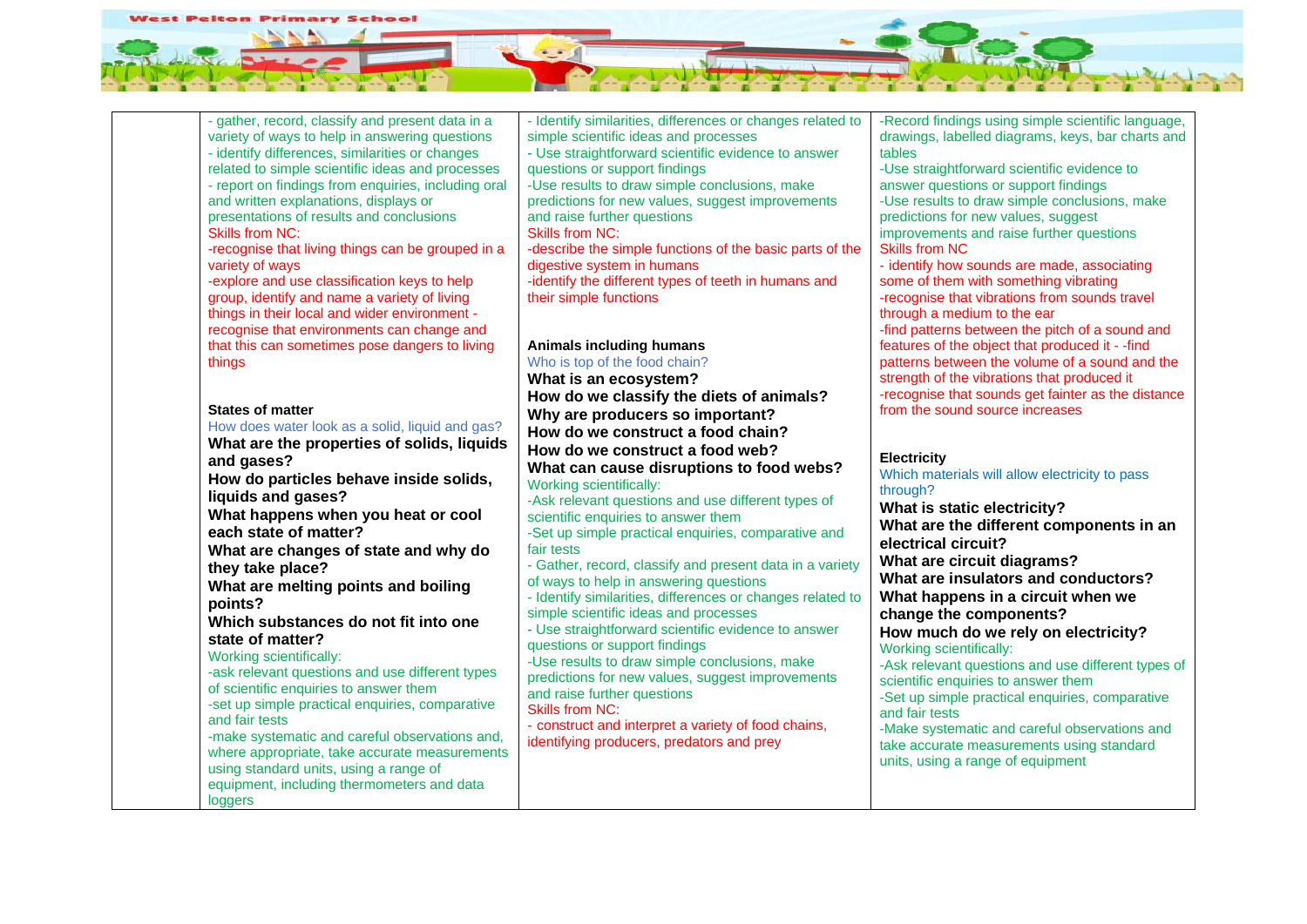| | | | |
|---|---|---|---|
| | - gather, record, classify and present data in a variety of ways to help in answering questions<br>- identify differences, similarities or changes related to simple scientific ideas and processes<br>- report on findings from enquiries, including oral and written explanations, displays or presentations of results and conclusions<br>Skills from NC:<br>-recognise that living things can be grouped in a variety of ways<br>-explore and use classification keys to help group, identify and name a variety of living things in their local and wider environment -recognise that environments can change and that this can sometimes pose dangers to living things<br><br>**States of matter**<br>How does water look as a solid, liquid and gas?<br>**What are the properties of solids, liquids and gases?**<br>**How do particles behave inside solids, liquids and gases?**<br>**What happens when you heat or cool each state of matter?**<br>**What are changes of state and why do they take place?**<br>**What are melting points and boiling points?**<br>**Which substances do not fit into one state of matter?**<br>Working scientifically:<br>-ask relevant questions and use different types of scientific enquiries to answer them<br>-set up simple practical enquiries, comparative and fair tests<br>-make systematic and careful observations and, where appropriate, take accurate measurements using standard units, using a range of equipment, including thermometers and data loggers | - Identify similarities, differences or changes related to simple scientific ideas and processes<br>- Use straightforward scientific evidence to answer questions or support findings<br>-Use results to draw simple conclusions, make predictions for new values, suggest improvements and raise further questions<br>Skills from NC:<br>-describe the simple functions of the basic parts of the digestive system in humans<br>-identify the different types of teeth in humans and their simple functions<br><br>**Animals including humans**<br>Who is top of the food chain?<br>**What is an ecosystem?**<br>**How do we classify the diets of animals?**<br>**Why are producers so important?**<br>**How do we construct a food chain?**<br>**How do we construct a food web?**<br>**What can cause disruptions to food webs?**<br>Working scientifically:<br>-Ask relevant questions and use different types of scientific enquiries to answer them<br>-Set up simple practical enquiries, comparative and fair tests<br>- Gather, record, classify and present data in a variety of ways to help in answering questions<br>- Identify similarities, differences or changes related to simple scientific ideas and processes<br>- Use straightforward scientific evidence to answer questions or support findings<br>-Use results to draw simple conclusions, make predictions for new values, suggest improvements and raise further questions<br>Skills from NC:<br>- construct and interpret a variety of food chains, identifying producers, predators and prey | -Record findings using simple scientific language, drawings, labelled diagrams, keys, bar charts and tables<br>-Use straightforward scientific evidence to answer questions or support findings<br>-Use results to draw simple conclusions, make predictions for new values, suggest improvements and raise further questions<br>Skills from NC<br>- identify how sounds are made, associating some of them with something vibrating<br>-recognise that vibrations from sounds travel through a medium to the ear<br>-find patterns between the pitch of a sound and features of the object that produced it - -find patterns between the volume of a sound and the strength of the vibrations that produced it<br>-recognise that sounds get fainter as the distance from the sound source increases<br><br>**Electricity**<br>Which materials will allow electricity to pass through?<br>**What is static electricity?**<br>**What are the different components in an electrical circuit?**<br>**What are circuit diagrams?**<br>**What are insulators and conductors?**<br>**What happens in a circuit when we change the components?**<br>**How much do we rely on electricity?**<br>Working scientifically:<br>-Ask relevant questions and use different types of scientific enquiries to answer them<br>-Set up simple practical enquiries, comparative and fair tests<br>-Make systematic and careful observations and take accurate measurements using standard units, using a range of equipment |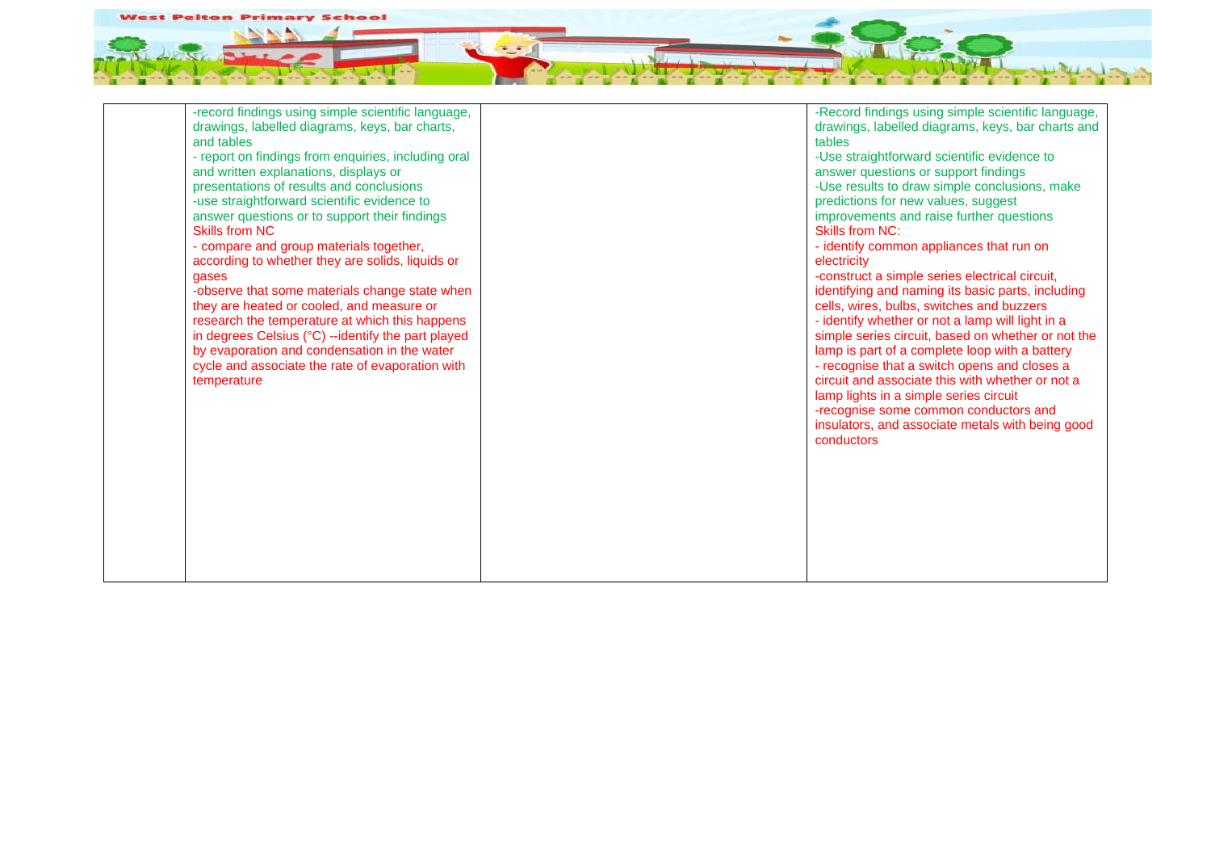| | | | |
|---|---|---|---|
| | -record findings using simple scientific language, drawings, labelled diagrams, keys, bar charts, and tables<br>- report on findings from enquiries, including oral and written explanations, displays or presentations of results and conclusions<br>-use straightforward scientific evidence to answer questions or to support their findings<br>Skills from NC<br>- compare and group materials together, according to whether they are solids, liquids or gases<br>-observe that some materials change state when they are heated or cooled, and measure or research the temperature at which this happens in degrees Celsius (°C) --identify the part played by evaporation and condensation in the water cycle and associate the rate of evaporation with temperature | | -Record findings using simple scientific language, drawings, labelled diagrams, keys, bar charts and tables<br>-Use straightforward scientific evidence to answer questions or support findings<br>-Use results to draw simple conclusions, make predictions for new values, suggest improvements and raise further questions<br>Skills from NC:<br>- identify common appliances that run on electricity<br>-construct a simple series electrical circuit, identifying and naming its basic parts, including cells, wires, bulbs, switches and buzzers<br>- identify whether or not a lamp will light in a simple series circuit, based on whether or not the lamp is part of a complete loop with a battery<br>- recognise that a switch opens and closes a circuit and associate this with whether or not a lamp lights in a simple series circuit<br>-recognise some common conductors and insulators, and associate metals with being good conductors |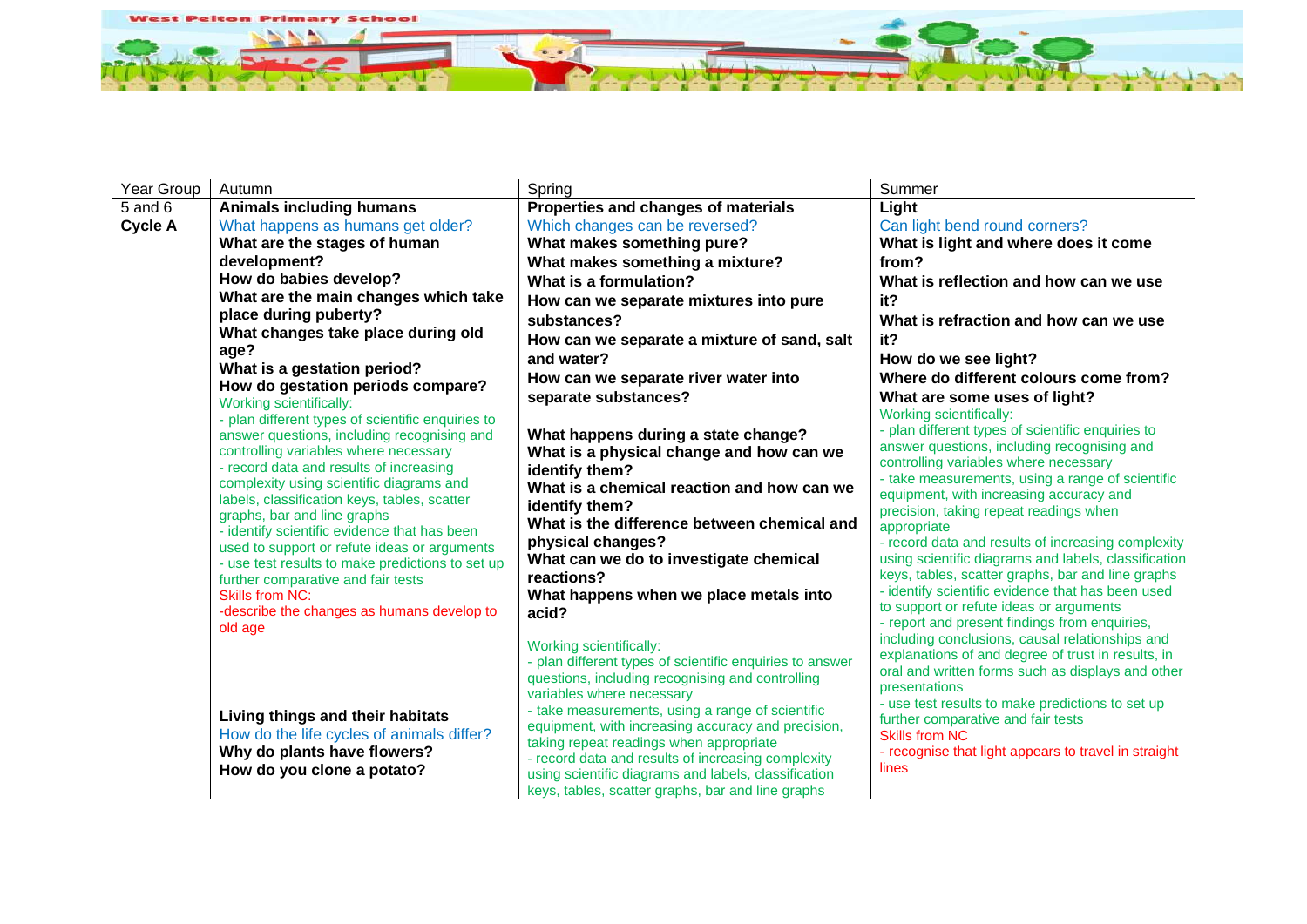| Year Group | Autumn | Spring | Summer |
|---|---|---|---|
| 5 and 6<br>**Cycle A** | **Animals including humans**<br>What happens as humans get older?<br>**What are the stages of human development?**<br>**How do babies develop?**<br>**What are the main changes which take place during puberty?**<br>**What changes take place during old age?**<br>**What is a gestation period?**<br>**How do gestation periods compare?**<br>Working scientifically:<br>- plan different types of scientific enquiries to answer questions, including recognising and controlling variables where necessary<br>- record data and results of increasing complexity using scientific diagrams and labels, classification keys, tables, scatter graphs, bar and line graphs<br>- identify scientific evidence that has been used to support or refute ideas or arguments<br>- use test results to make predictions to set up further comparative and fair tests<br>Skills from NC:<br>-describe the changes as humans develop to old age<br><br>**Living things and their habitats**<br>How do the life cycles of animals differ?<br>**Why do plants have flowers?**<br>**How do you clone a potato?** | **Properties and changes of materials**<br>Which changes can be reversed?<br>**What makes something pure?**<br>**What makes something a mixture?**<br>**What is a formulation?**<br>**How can we separate mixtures into pure substances?**<br>**How can we separate a mixture of sand, salt and water?**<br>**How can we separate river water into separate substances?**<br><br>**What happens during a state change?**<br>**What is a physical change and how can we identify them?**<br>**What is a chemical reaction and how can we identify them?**<br>**What is the difference between chemical and physical changes?**<br>**What can we do to investigate chemical reactions?**<br>**What happens when we place metals into acid?**<br><br>Working scientifically:<br>- plan different types of scientific enquiries to answer questions, including recognising and controlling variables where necessary<br>- take measurements, using a range of scientific equipment, with increasing accuracy and precision, taking repeat readings when appropriate<br>- record data and results of increasing complexity using scientific diagrams and labels, classification keys, tables, scatter graphs, bar and line graphs | **Light**<br>Can light bend round corners?<br>**What is light and where does it come from?**<br>**What is reflection and how can we use it?**<br>**What is refraction and how can we use it?**<br>**How do we see light?**<br>**Where do different colours come from?**<br>**What are some uses of light?**<br>Working scientifically:<br>- plan different types of scientific enquiries to answer questions, including recognising and controlling variables where necessary<br>- take measurements, using a range of scientific equipment, with increasing accuracy and precision, taking repeat readings when appropriate<br>- record data and results of increasing complexity using scientific diagrams and labels, classification keys, tables, scatter graphs, bar and line graphs<br>- identify scientific evidence that has been used to support or refute ideas or arguments<br>- report and present findings from enquiries, including conclusions, causal relationships and explanations of and degree of trust in results, in oral and written forms such as displays and other presentations<br>- use test results to make predictions to set up further comparative and fair tests<br>Skills from NC<br>- recognise that light appears to travel in straight lines |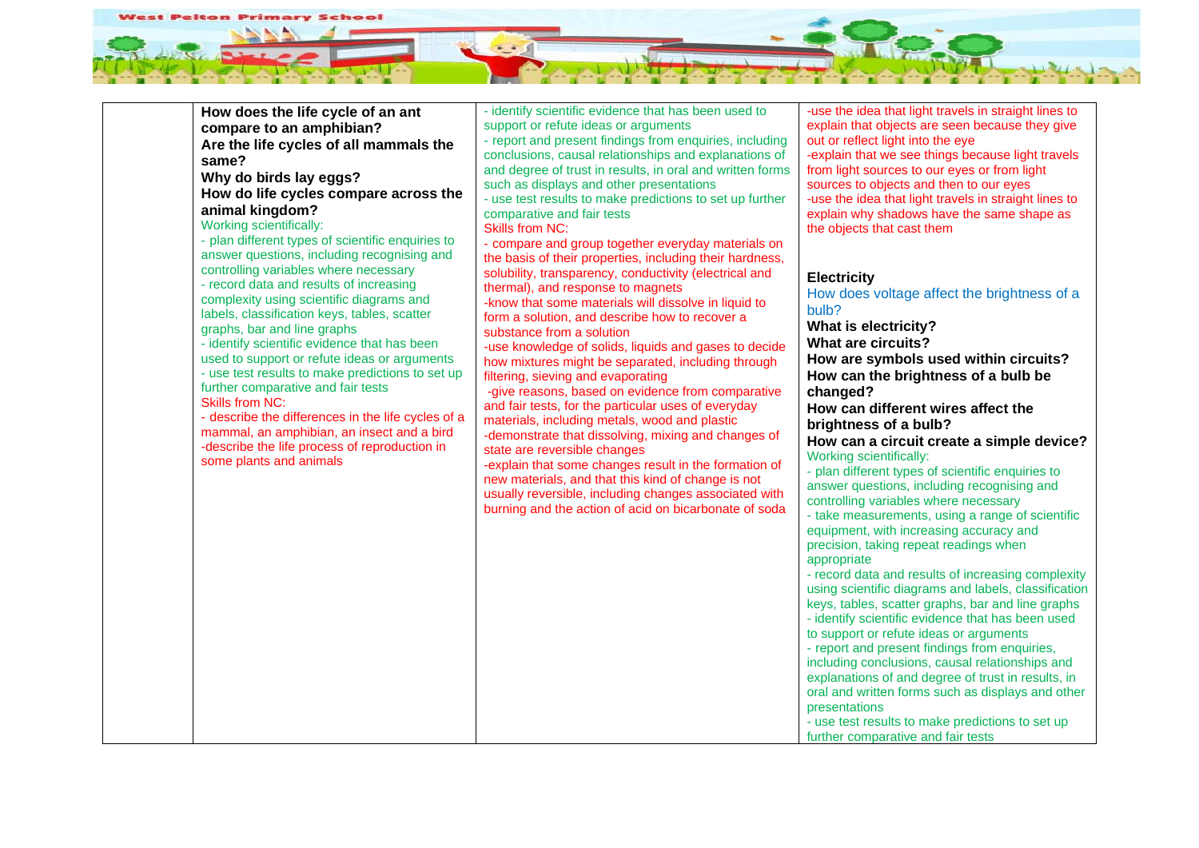| | | | |
|---|---|---|---|
| | **How does the life cycle of an ant compare to an amphibian?**<br>**Are the life cycles of all mammals the same?**<br>**Why do birds lay eggs?**<br>**How do life cycles compare across the animal kingdom?**<br>Working scientifically:<br>- plan different types of scientific enquiries to answer questions, including recognising and controlling variables where necessary<br>- record data and results of increasing complexity using scientific diagrams and labels, classification keys, tables, scatter graphs, bar and line graphs<br>- identify scientific evidence that has been used to support or refute ideas or arguments<br>- use test results to make predictions to set up further comparative and fair tests<br>Skills from NC:<br>- describe the differences in the life cycles of a mammal, an amphibian, an insect and a bird<br>-describe the life process of reproduction in some plants and animals | - identify scientific evidence that has been used to support or refute ideas or arguments<br>- report and present findings from enquiries, including conclusions, causal relationships and explanations of and degree of trust in results, in oral and written forms such as displays and other presentations<br>- use test results to make predictions to set up further comparative and fair tests<br>Skills from NC:<br>- compare and group together everyday materials on the basis of their properties, including their hardness, solubility, transparency, conductivity (electrical and thermal), and response to magnets<br>-know that some materials will dissolve in liquid to form a solution, and describe how to recover a substance from a solution<br>-use knowledge of solids, liquids and gases to decide how mixtures might be separated, including through filtering, sieving and evaporating<br>-give reasons, based on evidence from comparative and fair tests, for the particular uses of everyday materials, including metals, wood and plastic<br>-demonstrate that dissolving, mixing and changes of state are reversible changes<br>-explain that some changes result in the formation of new materials, and that this kind of change is not usually reversible, including changes associated with burning and the action of acid on bicarbonate of soda | -use the idea that light travels in straight lines to explain that objects are seen because they give out or reflect light into the eye<br>-explain that we see things because light travels from light sources to our eyes or from light sources to objects and then to our eyes<br>-use the idea that light travels in straight lines to explain why shadows have the same shape as the objects that cast them<br><br>**Electricity**<br>How does voltage affect the brightness of a bulb?<br>**What is electricity?**<br>**What are circuits?**<br>**How are symbols used within circuits?**<br>**How can the brightness of a bulb be changed?**<br>**How can different wires affect the brightness of a bulb?**<br>**How can a circuit create a simple device?**<br>Working scientifically:<br>- plan different types of scientific enquiries to answer questions, including recognising and controlling variables where necessary<br>- take measurements, using a range of scientific equipment, with increasing accuracy and precision, taking repeat readings when appropriate<br>- record data and results of increasing complexity using scientific diagrams and labels, classification keys, tables, scatter graphs, bar and line graphs<br>- identify scientific evidence that has been used to support or refute ideas or arguments<br>- report and present findings from enquiries, including conclusions, causal relationships and explanations of and degree of trust in results, in oral and written forms such as displays and other presentations<br>- use test results to make predictions to set up further comparative and fair tests |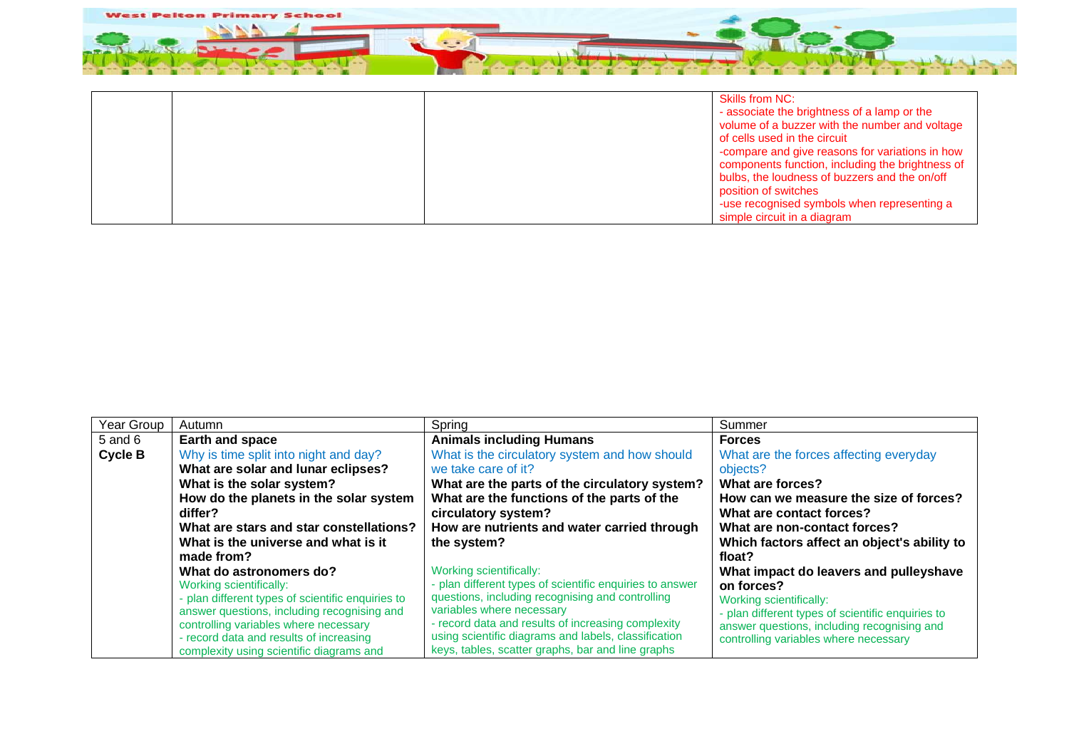| | | | |
|---|---|---|---|
| | | | Skills from NC:<br>- associate the brightness of a lamp or the volume of a buzzer with the number and voltage of cells used in the circuit<br>-compare and give reasons for variations in how components function, including the brightness of bulbs, the loudness of buzzers and the on/off position of switches<br>-use recognised symbols when representing a simple circuit in a diagram |

| Year Group | Autumn | Spring | Summer |
|---|---|---|---|
| 5 and 6<br>**Cycle B** | **Earth and space**<br>Why is time split into night and day?<br>**What are solar and lunar eclipses?**<br>**What is the solar system?**<br>**How do the planets in the solar system differ?**<br>**What are stars and star constellations?**<br>**What is the universe and what is it made from?**<br>**What do astronomers do?**<br>Working scientifically:<br>- plan different types of scientific enquiries to answer questions, including recognising and controlling variables where necessary<br>- record data and results of increasing complexity using scientific diagrams and | **Animals including Humans**<br>What is the circulatory system and how should we take care of it?<br>**What are the parts of the circulatory system?**<br>**What are the functions of the parts of the circulatory system?**<br>**How are nutrients and water carried through the system?**<br>Working scientifically:<br>- plan different types of scientific enquiries to answer questions, including recognising and controlling variables where necessary<br>- record data and results of increasing complexity using scientific diagrams and labels, classification keys, tables, scatter graphs, bar and line graphs | **Forces**<br>What are the forces affecting everyday objects?<br>**What are forces?**<br>**How can we measure the size of forces?**<br>**What are contact forces?**<br>**What are non-contact forces?**<br>**Which factors affect an object's ability to float?**<br>**What impact do leavers and pulleyshave on forces?**<br>Working scientifically:<br>- plan different types of scientific enquiries to answer questions, including recognising and controlling variables where necessary |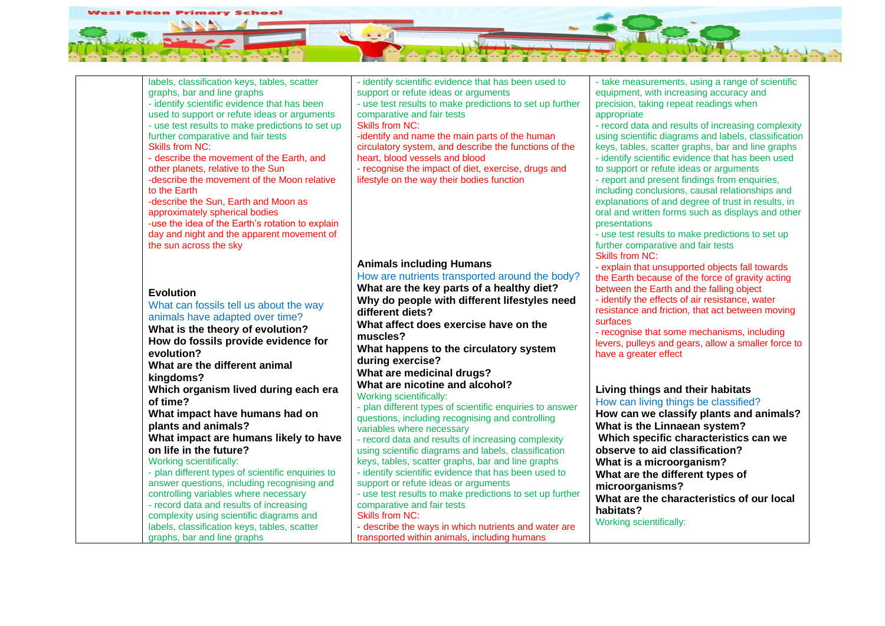| | | | |
|---|---|---|---|
| | labels, classification keys, tables, scatter graphs, bar and line graphs<br>- identify scientific evidence that has been used to support or refute ideas or arguments<br>- use test results to make predictions to set up further comparative and fair tests<br>Skills from NC:<br>- describe the movement of the Earth, and other planets, relative to the Sun<br>-describe the movement of the Moon relative to the Earth<br>-describe the Sun, Earth and Moon as approximately spherical bodies<br>-use the idea of the Earth's rotation to explain day and night and the apparent movement of the sun across the sky<br><br>**Evolution**<br>What can fossils tell us about the way animals have adapted over time?<br>**What is the theory of evolution?**<br>**How do fossils provide evidence for evolution?**<br>**What are the different animal kingdoms?**<br>**Which organism lived during each era of time?**<br>**What impact have humans had on plants and animals?**<br>**What impact are humans likely to have on life in the future?**<br>Working scientifically:<br>- plan different types of scientific enquiries to answer questions, including recognising and controlling variables where necessary<br>- record data and results of increasing complexity using scientific diagrams and labels, classification keys, tables, scatter graphs, bar and line graphs | - identify scientific evidence that has been used to support or refute ideas or arguments<br>- use test results to make predictions to set up further comparative and fair tests<br>Skills from NC:<br>-identify and name the main parts of the human circulatory system, and describe the functions of the heart, blood vessels and blood<br>- recognise the impact of diet, exercise, drugs and lifestyle on the way their bodies function<br><br>**Animals including Humans**<br>How are nutrients transported around the body?<br>**What are the key parts of a healthy diet?**<br>**Why do people with different lifestyles need different diets?**<br>**What affect does exercise have on the muscles?**<br>**What happens to the circulatory system during exercise?**<br>**What are medicinal drugs?**<br>**What are nicotine and alcohol?**<br>Working scientifically:<br>- plan different types of scientific enquiries to answer questions, including recognising and controlling variables where necessary<br>- record data and results of increasing complexity using scientific diagrams and labels, classification keys, tables, scatter graphs, bar and line graphs<br>- identify scientific evidence that has been used to support or refute ideas or arguments<br>- use test results to make predictions to set up further comparative and fair tests<br>Skills from NC:<br>- describe the ways in which nutrients and water are transported within animals, including humans | - take measurements, using a range of scientific equipment, with increasing accuracy and precision, taking repeat readings when appropriate<br>- record data and results of increasing complexity using scientific diagrams and labels, classification keys, tables, scatter graphs, bar and line graphs<br>- identify scientific evidence that has been used to support or refute ideas or arguments<br>- report and present findings from enquiries, including conclusions, causal relationships and explanations of and degree of trust in results, in oral and written forms such as displays and other presentations<br>- use test results to make predictions to set up further comparative and fair tests<br>Skills from NC:<br>- explain that unsupported objects fall towards the Earth because of the force of gravity acting between the Earth and the falling object<br>- identify the effects of air resistance, water resistance and friction, that act between moving surfaces<br>- recognise that some mechanisms, including levers, pulleys and gears, allow a smaller force to have a greater effect<br><br>**Living things and their habitats**<br>How can living things be classified?<br>**How can we classify plants and animals?**<br>**What is the Linnaean system?**<br>**Which specific characteristics can we observe to aid classification?**<br>**What is a microorganism?**<br>**What are the different types of microorganisms?**<br>**What are the characteristics of our local habitats?**<br>Working scientifically: |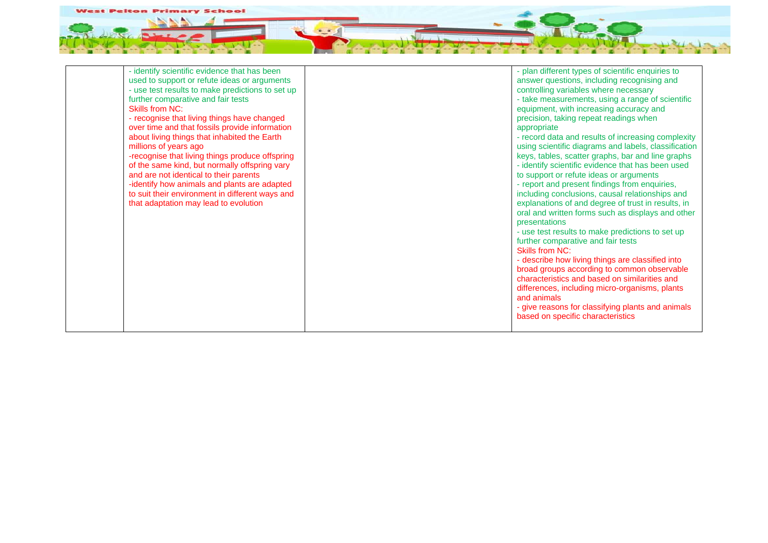| | | | |
|---|---|---|---|
| | - identify scientific evidence that has been used to support or refute ideas or arguments<br>- use test results to make predictions to set up further comparative and fair tests<br>Skills from NC:<br>- recognise that living things have changed over time and that fossils provide information about living things that inhabited the Earth millions of years ago<br>-recognise that living things produce offspring of the same kind, but normally offspring vary and are not identical to their parents<br>-identify how animals and plants are adapted to suit their environment in different ways and that adaptation may lead to evolution | | - plan different types of scientific enquiries to answer questions, including recognising and controlling variables where necessary<br>- take measurements, using a range of scientific equipment, with increasing accuracy and precision, taking repeat readings when appropriate<br>- record data and results of increasing complexity using scientific diagrams and labels, classification keys, tables, scatter graphs, bar and line graphs<br>- identify scientific evidence that has been used to support or refute ideas or arguments<br>- report and present findings from enquiries, including conclusions, causal relationships and explanations of and degree of trust in results, in oral and written forms such as displays and other presentations<br>- use test results to make predictions to set up further comparative and fair tests<br>Skills from NC:<br>- describe how living things are classified into broad groups according to common observable characteristics and based on similarities and differences, including micro-organisms, plants and animals<br>- give reasons for classifying plants and animals based on specific characteristics |